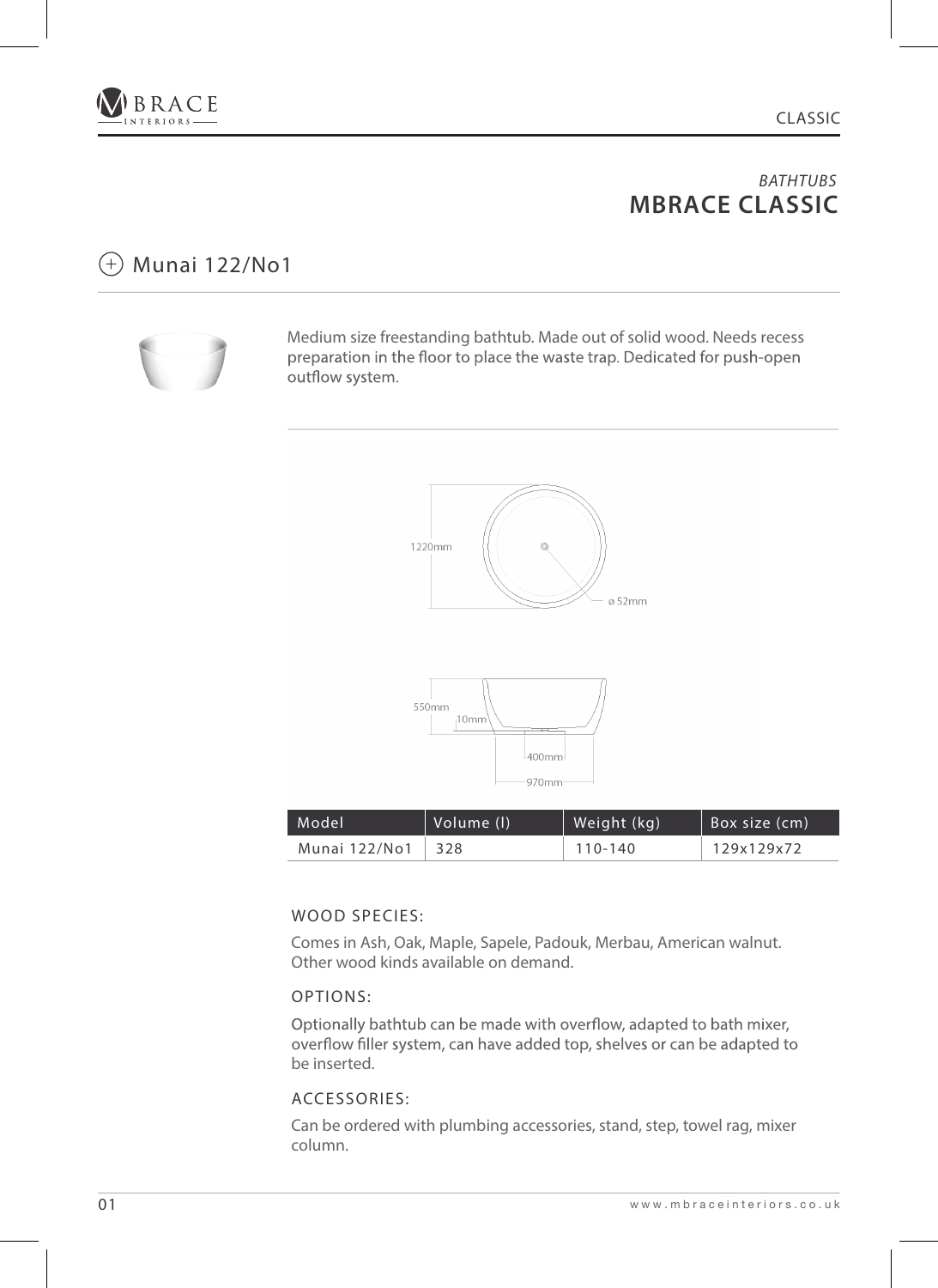*BATHTUBS*

# MBRACE CLASSIC

## Munai 122/No1

Medium size freestanding bathtub. Made out of solid wood. Needs recess preparation in the floor to place the waste trap. Dedicated for push-open outflow system.

1220mm

ø 52mm

550mm

10mm

400mm

970mm

| Model | Volume (l) | Weight (kg) | Box size (cm) |
|---|---|---|---|
| Munai 122/No1 | 328 | 110-140 | 129x129x72 |

### WOOD SPECIES:

Comes in Ash, Oak, Maple, Sapele, Padouk, Merbau, American walnut. Other wood kinds available on demand.

### OPTIONS:

Optionally bathtub can be made with overflow, adapted to bath mixer, overflow filler system, can have added top, shelves or can be adapted to be inserted.

### ACCESSORIES:

Can be ordered with plumbing accessories, stand, step, towel rag, mixer column.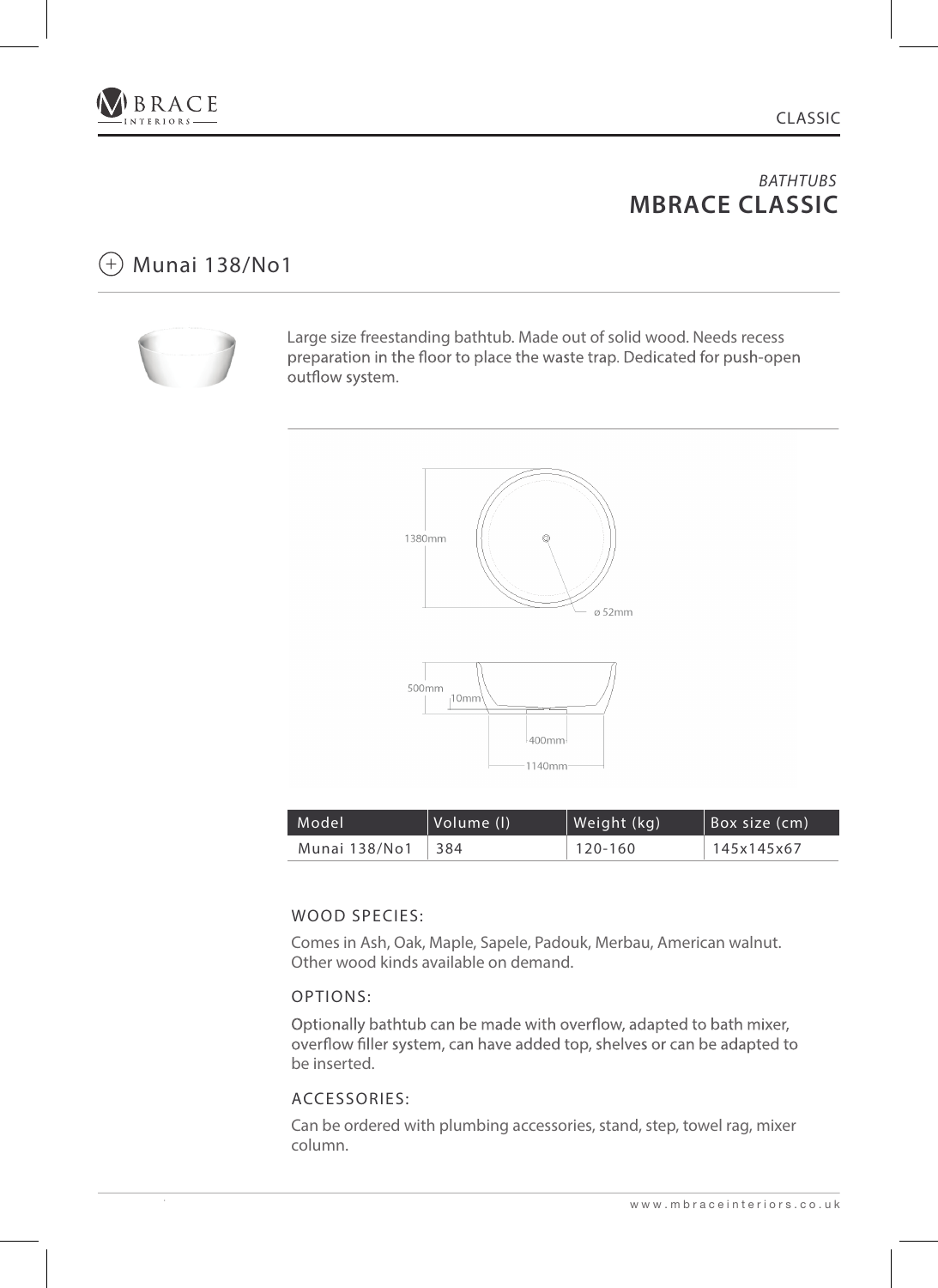*BATHTUBS*
**MBRACE CLASSIC**

## Munai 138/No1

Large size freestanding bathtub. Made out of solid wood. Needs recess preparation in the floor to place the waste trap. Dedicated for push-open outflow system.

1380mm

ø 52mm

500mm

10mm

400mm

1140mm

| Model | Volume (l) | Weight (kg) | Box size (cm) |
|---|---|---|---|
| Munai 138/No1 | 384 | 120-160 | 145x145x67 |

### WOOD SPECIES:

Comes in Ash, Oak, Maple, Sapele, Padouk, Merbau, American walnut. Other wood kinds available on demand.

### OPTIONS:

Optionally bathtub can be made with overflow, adapted to bath mixer, overflow filler system, can have added top, shelves or can be adapted to be inserted.

### ACCESSORIES:

Can be ordered with plumbing accessories, stand, step, towel rag, mixer column.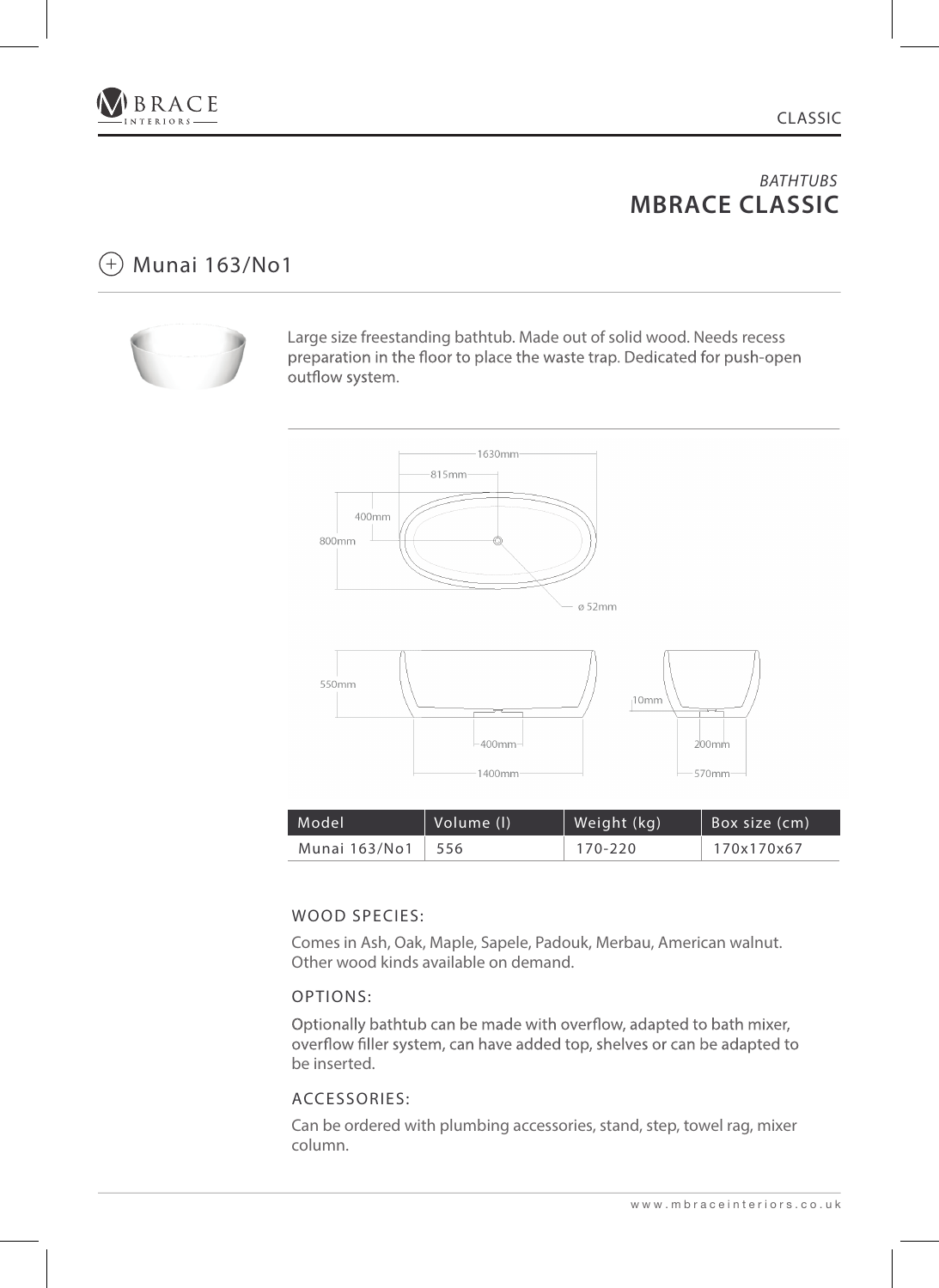*BATHTUBS*
## MBRACE CLASSIC

### Munai 163/No1

Large size freestanding bathtub. Made out of solid wood. Needs recess preparation in the floor to place the waste trap. Dedicated for push-open outflow system.

| Model | Volume (l) | Weight (kg) | Box size (cm) |
|---|---|---|---|
| Munai 163/No1 | 556 | 170-220 | 170x170x67 |

#### WOOD SPECIES:

Comes in Ash, Oak, Maple, Sapele, Padouk, Merbau, American walnut. Other wood kinds available on demand.

#### OPTIONS:

Optionally bathtub can be made with overflow, adapted to bath mixer, overflow filler system, can have added top, shelves or can be adapted to be inserted.

#### ACCESSORIES:

Can be ordered with plumbing accessories, stand, step, towel rag, mixer column.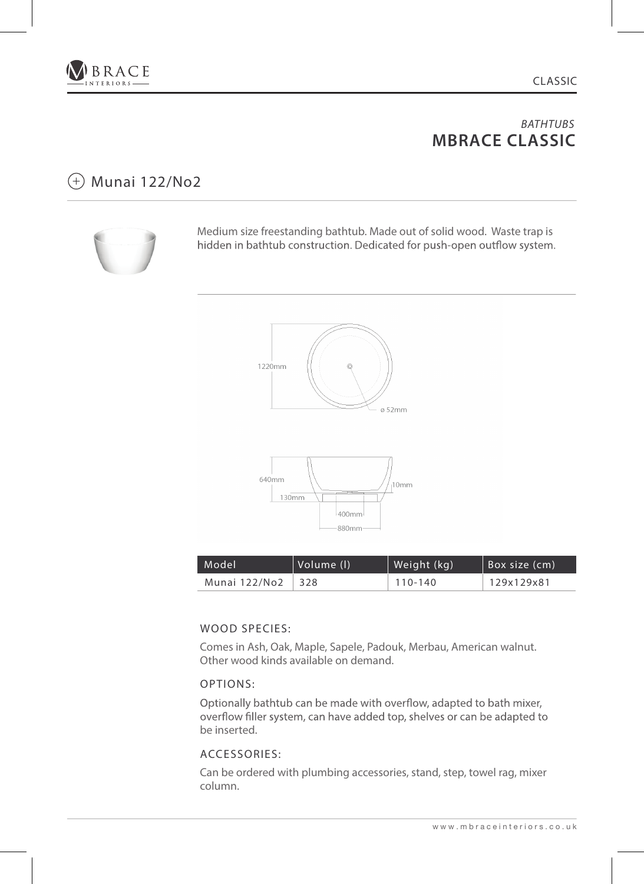*BATHTUBS*
# MBRACE CLASSIC

## Munai 122/No2

Medium size freestanding bathtub. Made out of solid wood. Waste trap is hidden in bathtub construction. Dedicated for push-open outflow system.

1220mm

ø 52mm

640mm

10mm

130mm

400mm

880mm

| Model | Volume (l) | Weight (kg) | Box size (cm) |
|---|---|---|---|
| Munai 122/No2 | 328 | 110-140 | 129x129x81 |

### WOOD SPECIES:

Comes in Ash, Oak, Maple, Sapele, Padouk, Merbau, American walnut. Other wood kinds available on demand.

### OPTIONS:

Optionally bathtub can be made with overflow, adapted to bath mixer, overflow filler system, can have added top, shelves or can be adapted to be inserted.

### ACCESSORIES:

Can be ordered with plumbing accessories, stand, step, towel rag, mixer column.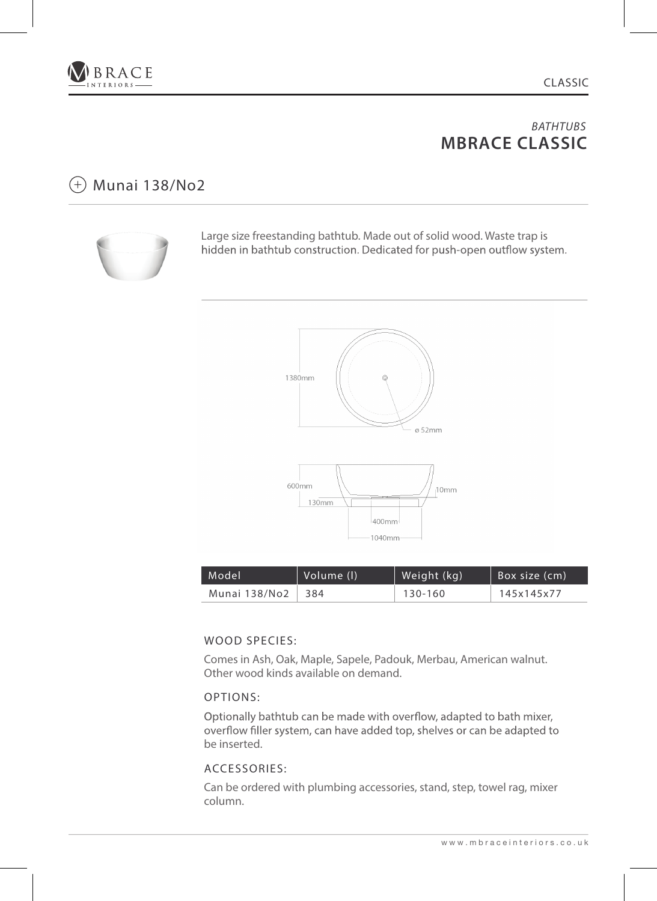*BATHTUBS*
# MBRACE CLASSIC

## Munai 138/No2

Large size freestanding bathtub. Made out of solid wood. Waste trap is hidden in bathtub construction. Dedicated for push-open outflow system.

1380mm

ø 52mm

600mm

130mm

10mm

400mm

1040mm

| Model | Volume (l) | Weight (kg) | Box size (cm) |
| --- | --- | --- | --- |
| Munai 138/No2 | 384 | 130-160 | 145x145x77 |

### WOOD SPECIES:

Comes in Ash, Oak, Maple, Sapele, Padouk, Merbau, American walnut. Other wood kinds available on demand.

### OPTIONS:

Optionally bathtub can be made with overflow, adapted to bath mixer, overflow filler system, can have added top, shelves or can be adapted to be inserted.

### ACCESSORIES:

Can be ordered with plumbing accessories, stand, step, towel rag, mixer column.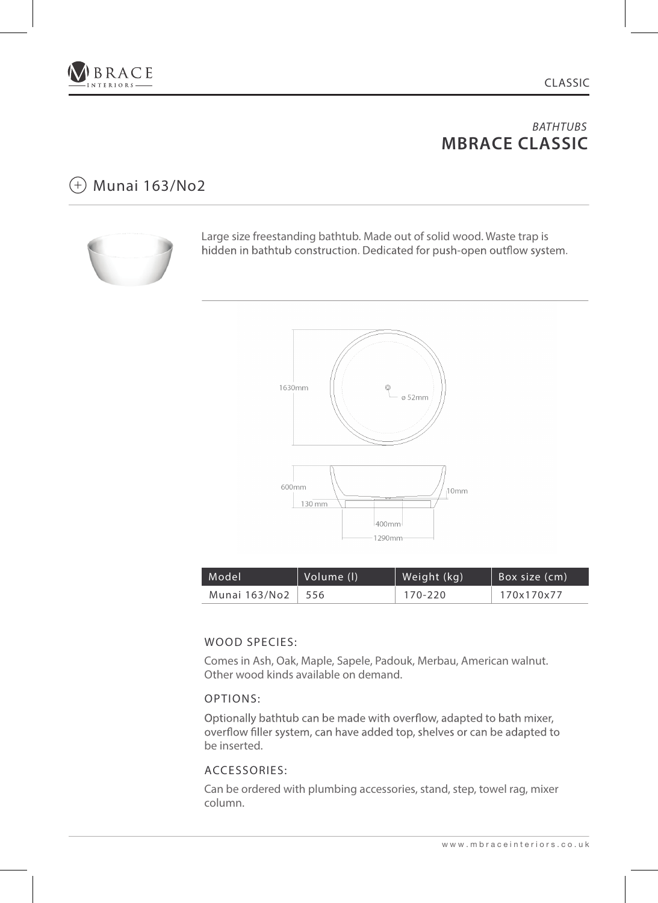*BATHTUBS*
## MBRACE CLASSIC

### Munai 163/No2

Large size freestanding bathtub. Made out of solid wood. Waste trap is hidden in bathtub construction. Dedicated for push-open outflow system.

1630mm
ø 52mm
600mm
10mm
130 mm
400mm
1290mm

| Model | Volume (l) | Weight (kg) | Box size (cm) |
|---|---|---|---|
| Munai 163/No2 | 556 | 170-220 | 170x170x77 |

#### WOOD SPECIES:

Comes in Ash, Oak, Maple, Sapele, Padouk, Merbau, American walnut. Other wood kinds available on demand.

#### OPTIONS:

Optionally bathtub can be made with overflow, adapted to bath mixer, overflow filler system, can have added top, shelves or can be adapted to be inserted.

#### ACCESSORIES:

Can be ordered with plumbing accessories, stand, step, towel rag, mixer column.